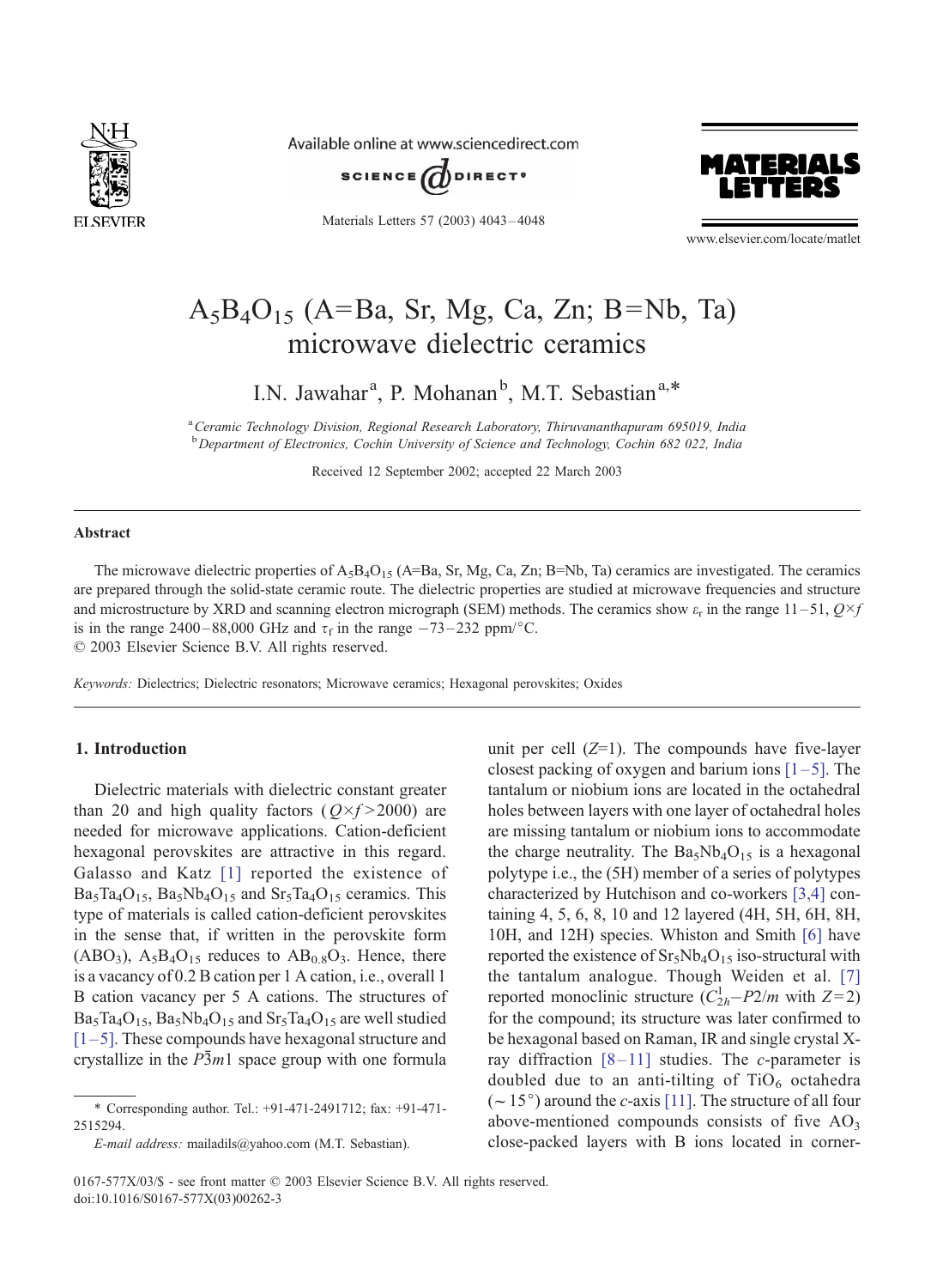# $A_5B_4O_{15}$ (A=Ba, Sr, Mg, Ca, Zn; B=Nb, Ta) microwave dielectric ceramics

I.N. Jawahar[a], P. Mohanan[b], M.T. Sebastian[a,*]

[a] *Ceramic Technology Division, Regional Research Laboratory, Thiruvananthapuram 695019, India*
[b] *Department of Electronics, Cochin University of Science and Technology, Cochin 682 022, India*

Received 12 September 2002; accepted 22 March 2003

## Abstract

The microwave dielectric properties of $A_5B_4O_{15}$ (A=Ba, Sr, Mg, Ca, Zn; B=Nb, Ta) ceramics are investigated. The ceramics are prepared through the solid-state ceramic route. The dielectric properties are studied at microwave frequencies and structure and microstructure by XRD and scanning electron micrograph (SEM) methods. The ceramics show $\varepsilon_r$ in the range 11–51, $Q\times f$ is in the range 2400–88,000 GHz and $\tau_f$ in the range −73–232 ppm/°C.
© 2003 Elsevier Science B.V. All rights reserved.

*Keywords:* Dielectrics; Dielectric resonators; Microwave ceramics; Hexagonal perovskites; Oxides

## 1. Introduction

Dielectric materials with dielectric constant greater than 20 and high quality factors ($Q\times f>2000$) are needed for microwave applications. Cation-deficient hexagonal perovskites are attractive in this regard. Galasso and Katz [1] reported the existence of $Ba_5Ta_4O_{15}$, $Ba_5Nb_4O_{15}$ and $Sr_5Ta_4O_{15}$ ceramics. This type of materials is called cation-deficient perovskites in the sense that, if written in the perovskite form ($ABO_3$), $A_5B_4O_{15}$ reduces to $AB_{0.8}O_3$. Hence, there is a vacancy of 0.2 B cation per 1 A cation, i.e., overall 1 B cation vacancy per 5 A cations. The structures of $Ba_5Ta_4O_{15}$, $Ba_5Nb_4O_{15}$ and $Sr_5Ta_4O_{15}$ are well studied [1–5]. These compounds have hexagonal structure and crystallize in the $P\bar{3}m1$ space group with one formula unit per cell ($Z$=1). The compounds have five-layer closest packing of oxygen and barium ions [1–5]. The tantalum or niobium ions are located in the octahedral holes between layers with one layer of octahedral holes are missing tantalum or niobium ions to accommodate the charge neutrality. The $Ba_5Nb_4O_{15}$ is a hexagonal polytype i.e., the (5H) member of a series of polytypes characterized by Hutchison and co-workers [3,4] containing 4, 5, 6, 8, 10 and 12 layered (4H, 5H, 6H, 8H, 10H, and 12H) species. Whiston and Smith [6] have reported the existence of $Sr_5Nb_4O_{15}$ iso-structural with the tantalum analogue. Though Weiden et al. [7] reported monoclinic structure ($C^1_{2h}-P2/m$ with $Z=2$) for the compound; its structure was later confirmed to be hexagonal based on Raman, IR and single crystal X-ray diffraction [8–11] studies. The $c$-parameter is doubled due to an anti-tilting of $TiO_6$ octahedra (~15°) around the $c$-axis [11]. The structure of all four above-mentioned compounds consists of five $AO_3$ close-packed layers with B ions located in corner-

\* Corresponding author. Tel.: +91-471-2491712; fax: +91-471-2515294.
*E-mail address:* mailadils@yahoo.com (M.T. Sebastian).

0167-577X/03/$ - see front matter © 2003 Elsevier Science B.V. All rights reserved.
doi:10.1016/S0167-577X(03)00262-3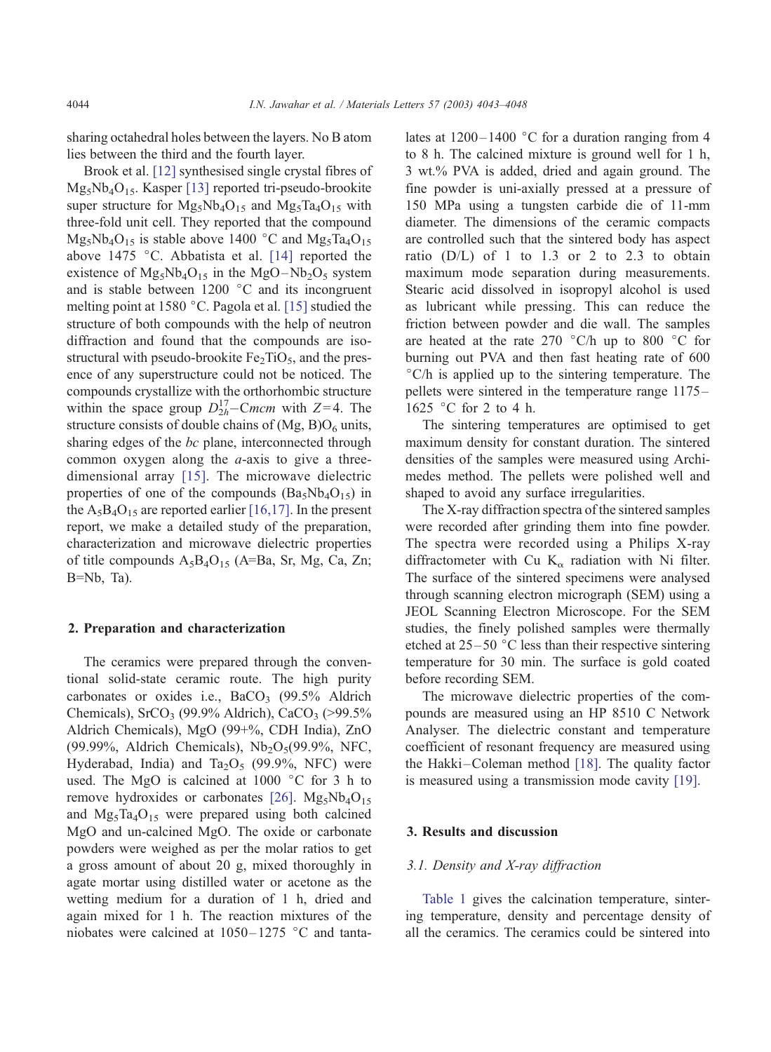sharing octahedral holes between the layers. No B atom lies between the third and the fourth layer.

Brook et al. [12] synthesised single crystal fibres of $Mg_5Nb_4O_{15}$. Kasper [13] reported tri-pseudo-brookite super structure for $Mg_5Nb_4O_{15}$ and $Mg_5Ta_4O_{15}$ with three-fold unit cell. They reported that the compound $Mg_5Nb_4O_{15}$ is stable above 1400 °C and $Mg_5Ta_4O_{15}$ above 1475 °C. Abbatista et al. [14] reported the existence of $Mg_5Nb_4O_{15}$ in the MgO–$Nb_2O_5$ system and is stable between 1200 °C and its incongruent melting point at 1580 °C. Pagola et al. [15] studied the structure of both compounds with the help of neutron diffraction and found that the compounds are isostructural with pseudo-brookite $Fe_2TiO_5$, and the presence of any superstructure could not be noticed. The compounds crystallize with the orthorhombic structure within the space group $D_{2h}^{17}-Cmcm$ with $Z=4$. The structure consists of double chains of (Mg, B)$O_6$ units, sharing edges of the *bc* plane, interconnected through common oxygen along the *a*-axis to give a three-dimensional array [15]. The microwave dielectric properties of one of the compounds ($Ba_5Nb_4O_{15}$) in the $A_5B_4O_{15}$ are reported earlier [16,17]. In the present report, we make a detailed study of the preparation, characterization and microwave dielectric properties of title compounds $A_5B_4O_{15}$ (A=Ba, Sr, Mg, Ca, Zn; B=Nb, Ta).

## 2. Preparation and characterization

The ceramics were prepared through the conventional solid-state ceramic route. The high purity carbonates or oxides i.e., $BaCO_3$ (99.5% Aldrich Chemicals), $SrCO_3$ (99.9% Aldrich), $CaCO_3$ (>99.5% Aldrich Chemicals), MgO (99+%, CDH India), ZnO (99.99%, Aldrich Chemicals), $Nb_2O_5$(99.9%, NFC, Hyderabad, India) and $Ta_2O_5$ (99.9%, NFC) were used. The MgO is calcined at 1000 °C for 3 h to remove hydroxides or carbonates [26]. $Mg_5Nb_4O_{15}$ and $Mg_5Ta_4O_{15}$ were prepared using both calcined MgO and un-calcined MgO. The oxide or carbonate powders were weighed as per the molar ratios to get a gross amount of about 20 g, mixed thoroughly in agate mortar using distilled water or acetone as the wetting medium for a duration of 1 h, dried and again mixed for 1 h. The reaction mixtures of the niobates were calcined at 1050–1275 °C and tantalates at 1200–1400 °C for a duration ranging from 4 to 8 h. The calcined mixture is ground well for 1 h, 3 wt.% PVA is added, dried and again ground. The fine powder is uni-axially pressed at a pressure of 150 MPa using a tungsten carbide die of 11-mm diameter. The dimensions of the ceramic compacts are controlled such that the sintered body has aspect ratio (D/L) of 1 to 1.3 or 2 to 2.3 to obtain maximum mode separation during measurements. Stearic acid dissolved in isopropyl alcohol is used as lubricant while pressing. This can reduce the friction between powder and die wall. The samples are heated at the rate 270 °C/h up to 800 °C for burning out PVA and then fast heating rate of 600 °C/h is applied up to the sintering temperature. The pellets were sintered in the temperature range 1175–1625 °C for 2 to 4 h.

The sintering temperatures are optimised to get maximum density for constant duration. The sintered densities of the samples were measured using Archimedes method. The pellets were polished well and shaped to avoid any surface irregularities.

The X-ray diffraction spectra of the sintered samples were recorded after grinding them into fine powder. The spectra were recorded using a Philips X-ray diffractometer with Cu $K_\alpha$ radiation with Ni filter. The surface of the sintered specimens were analysed through scanning electron micrograph (SEM) using a JEOL Scanning Electron Microscope. For the SEM studies, the finely polished samples were thermally etched at 25–50 °C less than their respective sintering temperature for 30 min. The surface is gold coated before recording SEM.

The microwave dielectric properties of the compounds are measured using an HP 8510 C Network Analyser. The dielectric constant and temperature coefficient of resonant frequency are measured using the Hakki–Coleman method [18]. The quality factor is measured using a transmission mode cavity [19].

## 3. Results and discussion

### 3.1. Density and X-ray diffraction

Table 1 gives the calcination temperature, sintering temperature, density and percentage density of all the ceramics. The ceramics could be sintered into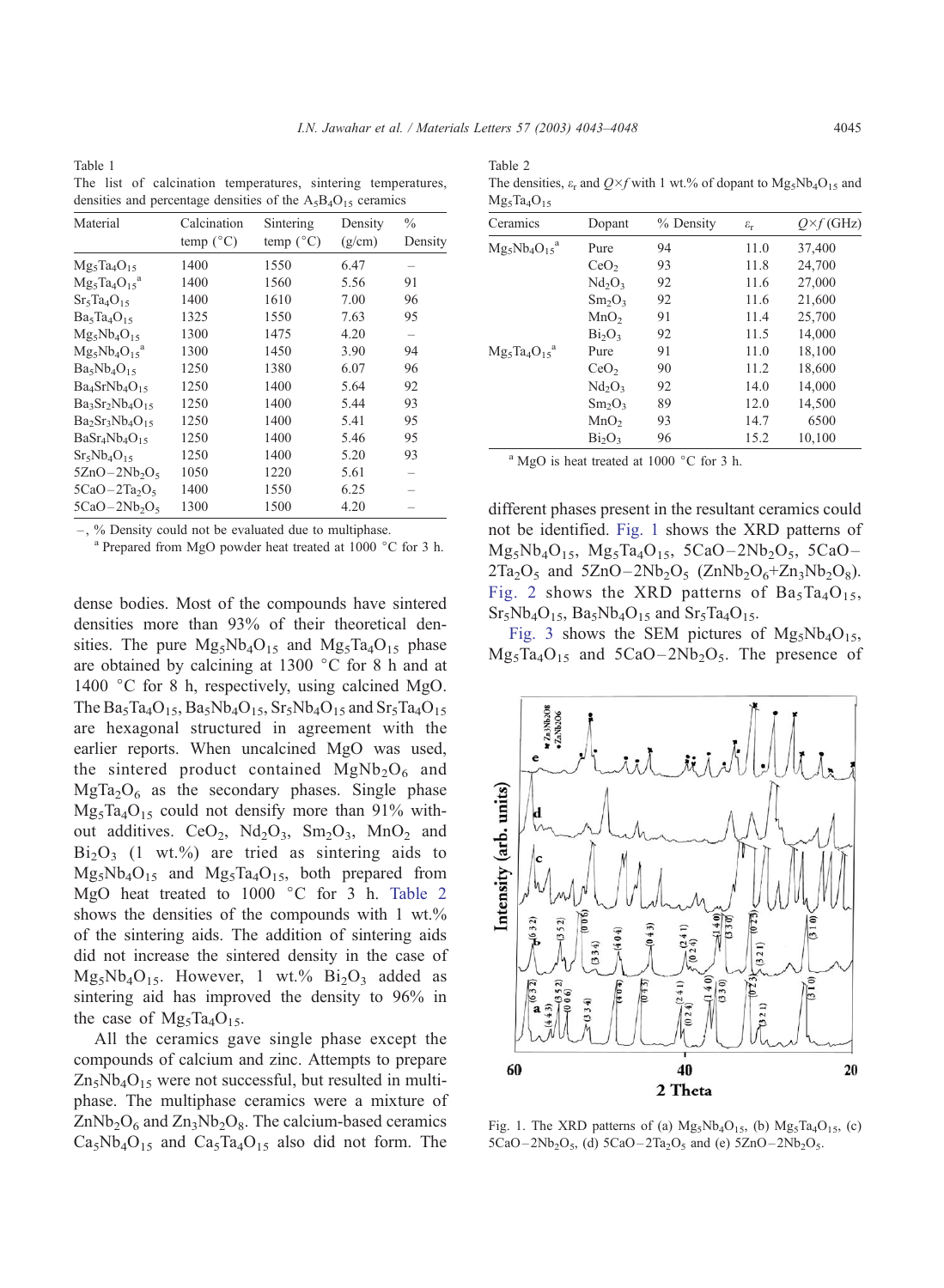Table 1
The list of calcination temperatures, sintering temperatures, densities and percentage densities of the $A_5B_4O_{15}$ ceramics

| Material | Calcination temp (°C) | Sintering temp (°C) | Density (g/cm) | % Density |
|---|---|---|---|---|
| $Mg_5Ta_4O_{15}$ | 1400 | 1550 | 6.47 | – |
| $Mg_5Ta_4O_{15}$[a] | 1400 | 1560 | 5.56 | 91 |
| $Sr_5Ta_4O_{15}$ | 1400 | 1610 | 7.00 | 96 |
| $Ba_5Ta_4O_{15}$ | 1325 | 1550 | 7.63 | 95 |
| $Mg_5Nb_4O_{15}$ | 1300 | 1475 | 4.20 | – |
| $Mg_5Nb_4O_{15}$[a] | 1300 | 1450 | 3.90 | 94 |
| $Ba_5Nb_4O_{15}$ | 1250 | 1380 | 6.07 | 96 |
| $Ba_4SrNb_4O_{15}$ | 1250 | 1400 | 5.64 | 92 |
| $Ba_3Sr_2Nb_4O_{15}$ | 1250 | 1400 | 5.44 | 93 |
| $Ba_2Sr_3Nb_4O_{15}$ | 1250 | 1400 | 5.41 | 95 |
| $BaSr_4Nb_4O_{15}$ | 1250 | 1400 | 5.46 | 95 |
| $Sr_5Nb_4O_{15}$ | 1250 | 1400 | 5.20 | 93 |
| $5ZnO-2Nb_2O_5$ | 1050 | 1220 | 5.61 | – |
| $5CaO-2Ta_2O_5$ | 1400 | 1550 | 6.25 | – |
| $5CaO-2Nb_2O_5$ | 1300 | 1500 | 4.20 | – |

–, % Density could not be evaluated due to multiphase.
[a] Prepared from MgO powder heat treated at 1000 °C for 3 h.

dense bodies. Most of the compounds have sintered densities more than 93% of their theoretical densities. The pure $Mg_5Nb_4O_{15}$ and $Mg_5Ta_4O_{15}$ phase are obtained by calcining at 1300 °C for 8 h and at 1400 °C for 8 h, respectively, using calcined MgO. The $Ba_5Ta_4O_{15}$, $Ba_5Nb_4O_{15}$, $Sr_5Nb_4O_{15}$ and $Sr_5Ta_4O_{15}$ are hexagonal structured in agreement with the earlier reports. When uncalcined MgO was used, the sintered product contained $MgNb_2O_6$ and $MgTa_2O_6$ as the secondary phases. Single phase $Mg_5Ta_4O_{15}$ could not densify more than 91% without additives. $CeO_2$, $Nd_2O_3$, $Sm_2O_3$, $MnO_2$ and $Bi_2O_3$ (1 wt.%) are tried as sintering aids to $Mg_5Nb_4O_{15}$ and $Mg_5Ta_4O_{15}$, both prepared from MgO heat treated to 1000 °C for 3 h. Table 2 shows the densities of the compounds with 1 wt.% of the sintering aids. The addition of sintering aids did not increase the sintered density in the case of $Mg_5Nb_4O_{15}$. However, 1 wt.% $Bi_2O_3$ added as sintering aid has improved the density to 96% in the case of $Mg_5Ta_4O_{15}$.

All the ceramics gave single phase except the compounds of calcium and zinc. Attempts to prepare $Zn_5Nb_4O_{15}$ were not successful, but resulted in multiphase. The multiphase ceramics were a mixture of $ZnNb_2O_6$ and $Zn_3Nb_2O_8$. The calcium-based ceramics $Ca_5Nb_4O_{15}$ and $Ca_5Ta_4O_{15}$ also did not form. The different phases present in the resultant ceramics could not be identified. Fig. 1 shows the XRD patterns of $Mg_5Nb_4O_{15}$, $Mg_5Ta_4O_{15}$, $5CaO-2Nb_2O_5$, $5CaO-2Ta_2O_5$ and $5ZnO-2Nb_2O_5$ ($ZnNb_2O_6$+$Zn_3Nb_2O_8$). Fig. 2 shows the XRD patterns of $Ba_5Ta_4O_{15}$, $Sr_5Nb_4O_{15}$, $Ba_5Nb_4O_{15}$ and $Sr_5Ta_4O_{15}$.

Fig. 3 shows the SEM pictures of $Mg_5Nb_4O_{15}$, $Mg_5Ta_4O_{15}$ and $5CaO-2Nb_2O_5$. The presence of

Table 2
The densities, $\varepsilon_r$ and $Q \times f$ with 1 wt.% of dopant to $Mg_5Nb_4O_{15}$ and $Mg_5Ta_4O_{15}$

| Ceramics | Dopant | % Density | $\varepsilon_r$ | $Q \times f$ (GHz) |
|---|---|---|---|---|
| $Mg_5Nb_4O_{15}$[a] | Pure | 94 | 11.0 | 37,400 |
| | $CeO_2$ | 93 | 11.8 | 24,700 |
| | $Nd_2O_3$ | 92 | 11.6 | 27,000 |
| | $Sm_2O_3$ | 92 | 11.6 | 21,600 |
| | $MnO_2$ | 91 | 11.4 | 25,700 |
| | $Bi_2O_3$ | 92 | 11.5 | 14,000 |
| $Mg_5Ta_4O_{15}$[a] | Pure | 91 | 11.0 | 18,100 |
| | $CeO_2$ | 90 | 11.2 | 18,600 |
| | $Nd_2O_3$ | 92 | 14.0 | 14,000 |
| | $Sm_2O_3$ | 89 | 12.0 | 14,500 |
| | $MnO_2$ | 93 | 14.7 | 6500 |
| | $Bi_2O_3$ | 96 | 15.2 | 10,100 |

[a] MgO is heat treated at 1000 °C for 3 h.

Intensity (arb. units)
2 Theta
60
40
20

Fig. 1. The XRD patterns of (a) $Mg_5Nb_4O_{15}$, (b) $Mg_5Ta_4O_{15}$, (c) $5CaO-2Nb_2O_5$, (d) $5CaO-2Ta_2O_5$ and (e) $5ZnO-2Nb_2O_5$.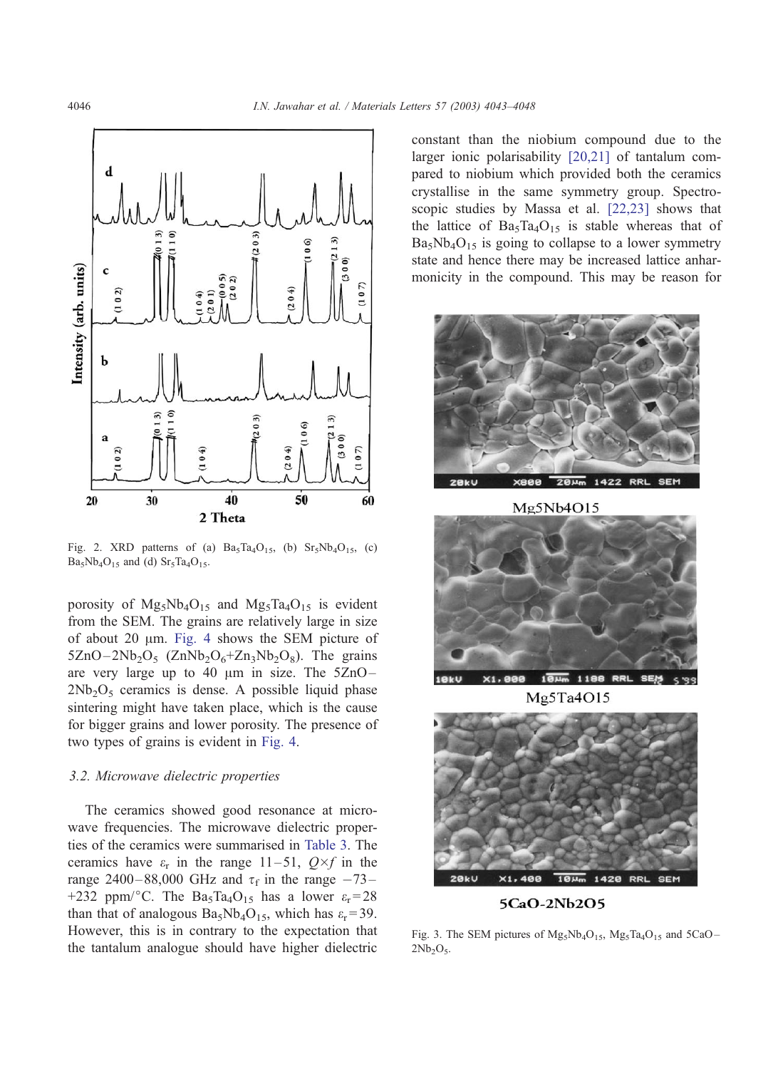Intensity (arb. units)

2 Theta

20 30 40 50 60

d

c

b

a

(1 0 2) (0 1 3) (1 1 0) (1 0 4) (2 0 1) (0 0 5) (2 0 2) (2 0 3) (2 0 4) (1 0 6) (2 1 3) (3 0 0) (1 0 7)

(1 0 2) (0 1 3) (1 1 0) (1 0 4) (2 0 3) (2 0 4) (1 0 6) (2 1 3) (3 0 0) (1 0 7)

Fig. 2. XRD patterns of (a) $Ba_5Ta_4O_{15}$, (b) $Sr_5Nb_4O_{15}$, (c) $Ba_5Nb_4O_{15}$ and (d) $Sr_5Ta_4O_{15}$.

porosity of $Mg_5Nb_4O_{15}$ and $Mg_5Ta_4O_{15}$ is evident from the SEM. The grains are relatively large in size of about 20 μm. Fig. 4 shows the SEM picture of $5ZnO-2Nb_2O_5$ ($ZnNb_2O_6$+$Zn_3Nb_2O_8$). The grains are very large up to 40 μm in size. The $5ZnO-2Nb_2O_5$ ceramics is dense. A possible liquid phase sintering might have taken place, which is the cause for bigger grains and lower porosity. The presence of two types of grains is evident in Fig. 4.

### 3.2. Microwave dielectric properties

The ceramics showed good resonance at microwave frequencies. The microwave dielectric properties of the ceramics were summarised in Table 3. The ceramics have $\varepsilon_r$ in the range 11–51, $Q\times f$ in the range 2400–88,000 GHz and $\tau_f$ in the range −73–+232 ppm/°C. The $Ba_5Ta_4O_{15}$ has a lower $\varepsilon_r=28$ than that of analogous $Ba_5Nb_4O_{15}$, which has $\varepsilon_r=39$. However, this is in contrary to the expectation that the tantalum analogue should have higher dielectric constant than the niobium compound due to the larger ionic polarisability [20,21] of tantalum compared to niobium which provided both the ceramics crystallise in the same symmetry group. Spectroscopic studies by Massa et al. [22,23] shows that the lattice of $Ba_5Ta_4O_{15}$ is stable whereas that of $Ba_5Nb_4O_{15}$ is going to collapse to a lower symmetry state and hence there may be increased lattice anharmonicity in the compound. This may be reason for

20kU X800 20μm 1422 RRL SEM

Mg5Nb4O15

10kU X1,000 10μm 1188 RRL SEM

Mg5Ta4O15

20kU X1,400 10μm 1420 RRL SEM

5CaO-2Nb2O5

Fig. 3. The SEM pictures of $Mg_5Nb_4O_{15}$, $Mg_5Ta_4O_{15}$ and $5CaO-2Nb_2O_5$.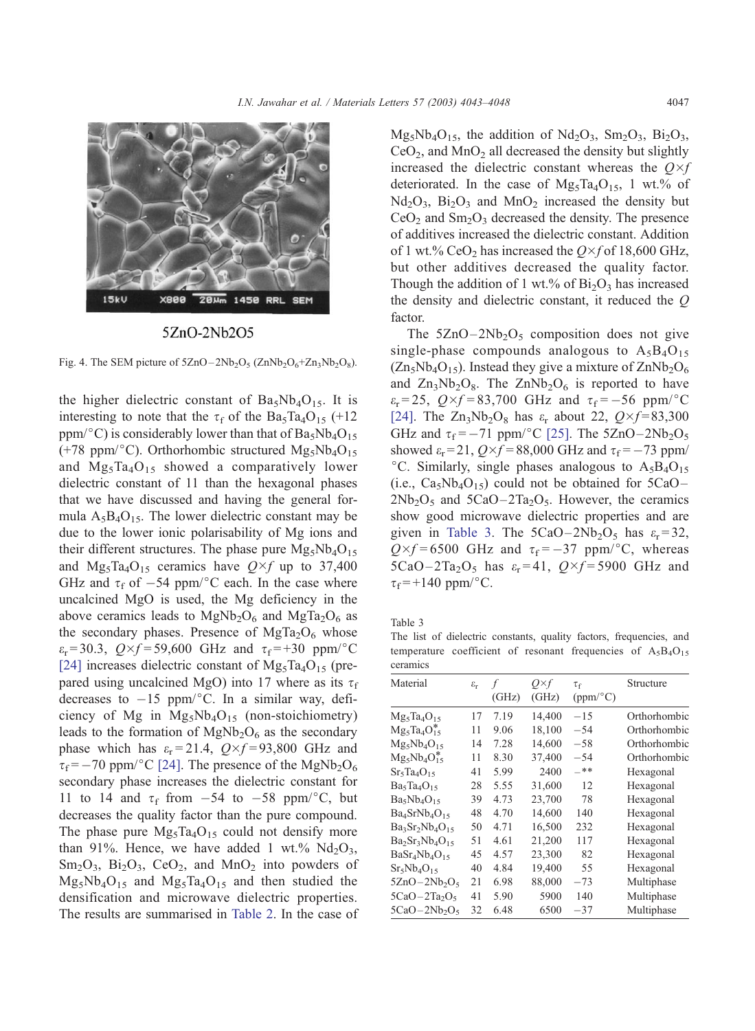15kV X800 20μm 1450 RRL SEM

5ZnO-2Nb2O5

Fig. 4. The SEM picture of $5ZnO–2Nb_2O_5$ ($ZnNb_2O_6$+$Zn_3Nb_2O_8$).

the higher dielectric constant of $Ba_5Nb_4O_{15}$. It is interesting to note that the $\tau_f$ of the $Ba_5Ta_4O_{15}$ (+12 ppm/°C) is considerably lower than that of $Ba_5Nb_4O_{15}$ (+78 ppm/°C). Orthorhombic structured $Mg_5Nb_4O_{15}$ and $Mg_5Ta_4O_{15}$ showed a comparatively lower dielectric constant of 11 than the hexagonal phases that we have discussed and having the general formula $A_5B_4O_{15}$. The lower dielectric constant may be due to the lower ionic polarisability of Mg ions and their different structures. The phase pure $Mg_5Nb_4O_{15}$ and $Mg_5Ta_4O_{15}$ ceramics have $Q\times f$ up to 37,400 GHz and $\tau_f$ of −54 ppm/°C each. In the case where uncalcined MgO is used, the Mg deficiency in the above ceramics leads to $MgNb_2O_6$ and $MgTa_2O_6$ as the secondary phases. Presence of $MgTa_2O_6$ whose $\varepsilon_r$=30.3, $Q\times f$=59,600 GHz and $\tau_f$=+30 ppm/°C [24] increases dielectric constant of $Mg_5Ta_4O_{15}$ (prepared using uncalcined MgO) into 17 where as its $\tau_f$ decreases to −15 ppm/°C. In a similar way, deficiency of Mg in $Mg_5Nb_4O_{15}$ (non-stoichiometry) leads to the formation of $MgNb_2O_6$ as the secondary phase which has $\varepsilon_r$=21.4, $Q\times f$=93,800 GHz and $\tau_f$=−70 ppm/°C [24]. The presence of the $MgNb_2O_6$ secondary phase increases the dielectric constant for 11 to 14 and $\tau_f$ from −54 to −58 ppm/°C, but decreases the quality factor than the pure compound. The phase pure $Mg_5Ta_4O_{15}$ could not densify more than 91%. Hence, we have added 1 wt.% $Nd_2O_3$, $Sm_2O_3$, $Bi_2O_3$, $CeO_2$, and $MnO_2$ into powders of $Mg_5Nb_4O_{15}$ and $Mg_5Ta_4O_{15}$ and then studied the densification and microwave dielectric properties. The results are summarised in Table 2. In the case of $Mg_5Nb_4O_{15}$, the addition of $Nd_2O_3$, $Sm_2O_3$, $Bi_2O_3$, $CeO_2$, and $MnO_2$ all decreased the density but slightly increased the dielectric constant whereas the $Q\times f$ deteriorated. In the case of $Mg_5Ta_4O_{15}$, 1 wt.% of $Nd_2O_3$, $Bi_2O_3$ and $MnO_2$ increased the density but $CeO_2$ and $Sm_2O_3$ decreased the density. The presence of additives increased the dielectric constant. Addition of 1 wt.% $CeO_2$ has increased the $Q\times f$ of 18,600 GHz, but other additives decreased the quality factor. Though the addition of 1 wt.% of $Bi_2O_3$ has increased the density and dielectric constant, it reduced the $Q$ factor.

The $5ZnO–2Nb_2O_5$ composition does not give single-phase compounds analogous to $A_5B_4O_{15}$ ($Zn_5Nb_4O_{15}$). Instead they give a mixture of $ZnNb_2O_6$ and $Zn_3Nb_2O_8$. The $ZnNb_2O_6$ is reported to have $\varepsilon_r$=25, $Q\times f$=83,700 GHz and $\tau_f$=−56 ppm/°C [24]. The $Zn_3Nb_2O_8$ has $\varepsilon_r$ about 22, $Q\times f$=83,300 GHz and $\tau_f$=−71 ppm/°C [25]. The $5ZnO–2Nb_2O_5$ showed $\varepsilon_r$=21, $Q\times f$=88,000 GHz and $\tau_f$=−73 ppm/°C. Similarly, single phases analogous to $A_5B_4O_{15}$ (i.e., $Ca_5Nb_4O_{15}$) could not be obtained for $5CaO–2Nb_2O_5$ and $5CaO–2Ta_2O_5$. However, the ceramics show good microwave dielectric properties and are given in Table 3. The $5CaO–2Nb_2O_5$ has $\varepsilon_r$=32, $Q\times f$=6500 GHz and $\tau_f$=−37 ppm/°C, whereas $5CaO–2Ta_2O_5$ has $\varepsilon_r$=41, $Q\times f$=5900 GHz and $\tau_f$=+140 ppm/°C.

Table 3
The list of dielectric constants, quality factors, frequencies, and temperature coefficient of resonant frequencies of $A_5B_4O_{15}$ ceramics

| Material | $\varepsilon_r$ | $f$ (GHz) | $Q\times f$ (GHz) | $\tau_f$ (ppm/°C) | Structure |
|---|---|---|---|---|---|
| $Mg_5Ta_4O_{15}$ | 17 | 7.19 | 14,400 | −15 | Orthorhombic |
| $Mg_5Ta_4O_{15}^*$ | 11 | 9.06 | 18,100 | −54 | Orthorhombic |
| $Mg_5Nb_4O_{15}$ | 14 | 7.28 | 14,600 | −58 | Orthorhombic |
| $Mg_5Nb_4O_{15}^*$ | 11 | 8.30 | 37,400 | −54 | Orthorhombic |
| $Sr_5Ta_4O_{15}$ | 41 | 5.99 | 2400 | −** | Hexagonal |
| $Ba_5Ta_4O_{15}$ | 28 | 5.55 | 31,600 | 12 | Hexagonal |
| $Ba_5Nb_4O_{15}$ | 39 | 4.73 | 23,700 | 78 | Hexagonal |
| $Ba_4SrNb_4O_{15}$ | 48 | 4.70 | 14,600 | 140 | Hexagonal |
| $Ba_3Sr_2Nb_4O_{15}$ | 50 | 4.71 | 16,500 | 232 | Hexagonal |
| $Ba_2Sr_3Nb_4O_{15}$ | 51 | 4.61 | 21,200 | 117 | Hexagonal |
| $BaSr_4Nb_4O_{15}$ | 45 | 4.57 | 23,300 | 82 | Hexagonal |
| $Sr_5Nb_4O_{15}$ | 40 | 4.84 | 19,400 | 55 | Hexagonal |
| $5ZnO–2Nb_2O_5$ | 21 | 6.98 | 88,000 | −73 | Multiphase |
| $5CaO–2Ta_2O_5$ | 41 | 5.90 | 5900 | 140 | Multiphase |
| $5CaO–2Nb_2O_5$ | 32 | 6.48 | 6500 | −37 | Multiphase |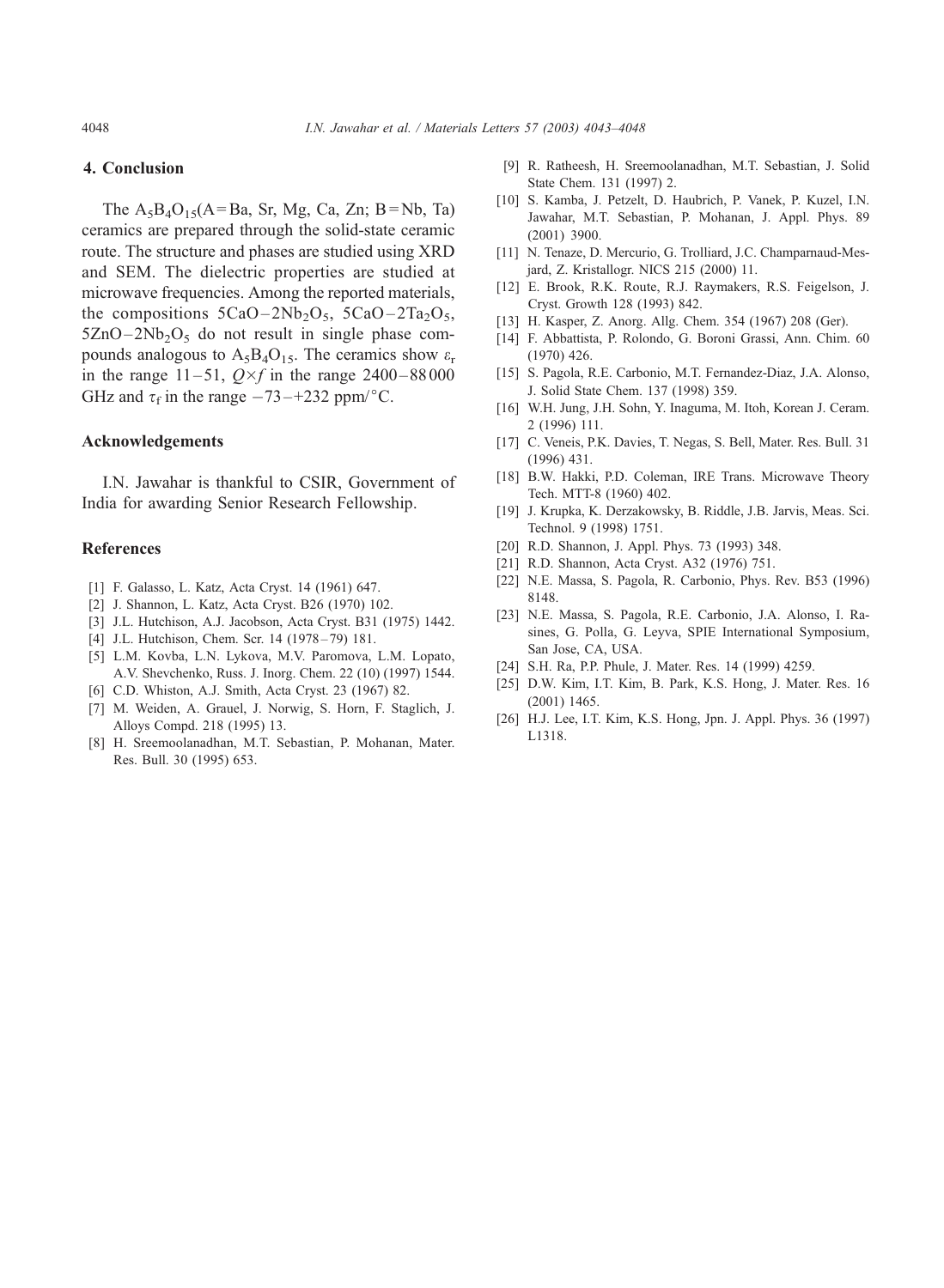## 4. Conclusion

The $A_5B_4O_{15}$(A = Ba, Sr, Mg, Ca, Zn; B = Nb, Ta) ceramics are prepared through the solid-state ceramic route. The structure and phases are studied using XRD and SEM. The dielectric properties are studied at microwave frequencies. Among the reported materials, the compositions $5CaO–2Nb_2O_5$, $5CaO–2Ta_2O_5$, $5ZnO–2Nb_2O_5$ do not result in single phase compounds analogous to $A_5B_4O_{15}$. The ceramics show $\varepsilon_r$ in the range 11–51, $Q \times f$ in the range 2400–88 000 GHz and $\tau_f$ in the range −73–+232 ppm/°C.

## Acknowledgements

I.N. Jawahar is thankful to CSIR, Government of India for awarding Senior Research Fellowship.

## References

[1] F. Galasso, L. Katz, Acta Cryst. 14 (1961) 647.
[2] J. Shannon, L. Katz, Acta Cryst. B26 (1970) 102.
[3] J.L. Hutchison, A.J. Jacobson, Acta Cryst. B31 (1975) 1442.
[4] J.L. Hutchison, Chem. Scr. 14 (1978–79) 181.
[5] L.M. Kovba, L.N. Lykova, M.V. Paromova, L.M. Lopato, A.V. Shevchenko, Russ. J. Inorg. Chem. 22 (10) (1997) 1544.
[6] C.D. Whiston, A.J. Smith, Acta Cryst. 23 (1967) 82.
[7] M. Weiden, A. Grauel, J. Norwig, S. Horn, F. Staglich, J. Alloys Compd. 218 (1995) 13.
[8] H. Sreemoolanadhan, M.T. Sebastian, P. Mohanan, Mater. Res. Bull. 30 (1995) 653.
[9] R. Ratheesh, H. Sreemoolanadhan, M.T. Sebastian, J. Solid State Chem. 131 (1997) 2.
[10] S. Kamba, J. Petzelt, D. Haubrich, P. Vanek, P. Kuzel, I.N. Jawahar, M.T. Sebastian, P. Mohanan, J. Appl. Phys. 89 (2001) 3900.
[11] N. Tenaze, D. Mercurio, G. Trolliard, J.C. Champarnaud-Mesjard, Z. Kristallogr. NICS 215 (2000) 11.
[12] E. Brook, R.K. Route, R.J. Raymakers, R.S. Feigelson, J. Cryst. Growth 128 (1993) 842.
[13] H. Kasper, Z. Anorg. Allg. Chem. 354 (1967) 208 (Ger).
[14] F. Abbattista, P. Rolondo, G. Boroni Grassi, Ann. Chim. 60 (1970) 426.
[15] S. Pagola, R.E. Carbonio, M.T. Fernandez-Diaz, J.A. Alonso, J. Solid State Chem. 137 (1998) 359.
[16] W.H. Jung, J.H. Sohn, Y. Inaguma, M. Itoh, Korean J. Ceram. 2 (1996) 111.
[17] C. Veneis, P.K. Davies, T. Negas, S. Bell, Mater. Res. Bull. 31 (1996) 431.
[18] B.W. Hakki, P.D. Coleman, IRE Trans. Microwave Theory Tech. MTT-8 (1960) 402.
[19] J. Krupka, K. Derzakowsky, B. Riddle, J.B. Jarvis, Meas. Sci. Technol. 9 (1998) 1751.
[20] R.D. Shannon, J. Appl. Phys. 73 (1993) 348.
[21] R.D. Shannon, Acta Cryst. A32 (1976) 751.
[22] N.E. Massa, S. Pagola, R. Carbonio, Phys. Rev. B53 (1996) 8148.
[23] N.E. Massa, S. Pagola, R.E. Carbonio, J.A. Alonso, I. Rasines, G. Polla, G. Leyva, SPIE International Symposium, San Jose, CA, USA.
[24] S.H. Ra, P.P. Phule, J. Mater. Res. 14 (1999) 4259.
[25] D.W. Kim, I.T. Kim, B. Park, K.S. Hong, J. Mater. Res. 16 (2001) 1465.
[26] H.J. Lee, I.T. Kim, K.S. Hong, Jpn. J. Appl. Phys. 36 (1997) L1318.